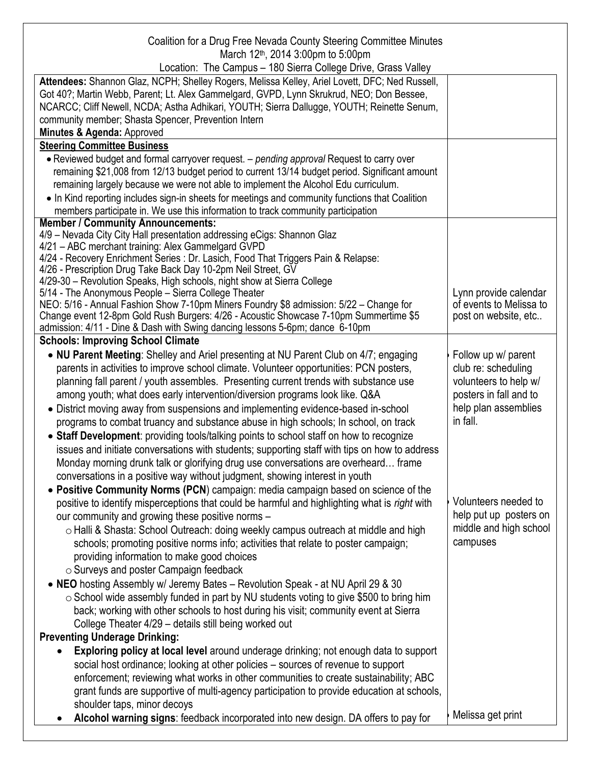Coalition for a Drug Free Nevada County Steering Committee Minutes
March 12th, 2014 3:00pm to 5:00pm
Location: The Campus – 180 Sierra College Drive, Grass Valley

| | |
|---|---|
| **Attendees:** Shannon Glaz, NCPH; Shelley Rogers, Melissa Kelley, Ariel Lovett, DFC; Ned Russell, Got 40?; Martin Webb, Parent; Lt. Alex Gammelgard, GVPD, Lynn Skrukrud, NEO; Don Bessee, NCARCC; Cliff Newell, NCDA; Astha Adhikari, YOUTH; Sierra Dallugge, YOUTH; Reinette Senum, community member; Shasta Spencer, Prevention Intern<br>**Minutes & Agenda:** Approved | |
| **Steering Committee Business**<br>• Reviewed budget and formal carryover request. – *pending approval* Request to carry over remaining $21,008 from 12/13 budget period to current 13/14 budget period. Significant amount remaining largely because we were not able to implement the Alcohol Edu curriculum.<br>• In Kind reporting includes sign-in sheets for meetings and community functions that Coalition members participate in. We use this information to track community participation | |
| **Member / Community Announcements:**<br>4/9 – Nevada City City Hall presentation addressing eCigs: Shannon Glaz<br>4/21 – ABC merchant training: Alex Gammelgard GVPD<br>4/24 - Recovery Enrichment Series : Dr. Lasich, Food That Triggers Pain & Relapse:<br>4/26 - Prescription Drug Take Back Day 10-2pm Neil Street, GV<br>4/29-30 – Revolution Speaks, High schools, night show at Sierra College<br>5/14 - The Anonymous People – Sierra College Theater<br>NEO: 5/16 - Annual Fashion Show 7-10pm Miners Foundry $8 admission: 5/22 – Change for Change event 12-8pm Gold Rush Burgers: 4/26 - Acoustic Showcase 7-10pm Summertime $5 admission: 4/11 - Dine & Dash with Swing dancing lessons 5-6pm; dance 6-10pm | Lynn provide calendar of events to Melissa to post on website, etc.. |
| **Schools: Improving School Climate**<br>• **NU Parent Meeting**: Shelley and Ariel presenting at NU Parent Club on 4/7; engaging parents in activities to improve school climate. Volunteer opportunities: PCN posters, planning fall parent / youth assembles. Presenting current trends with substance use among youth; what does early intervention/diversion programs look like. Q&A<br>• District moving away from suspensions and implementing evidence-based in-school programs to combat truancy and substance abuse in high schools; In school, on track<br>• **Staff Development**: providing tools/talking points to school staff on how to recognize issues and initiate conversations with students; supporting staff with tips on how to address Monday morning drunk talk or glorifying drug use conversations are overheard… frame conversations in a positive way without judgment, showing interest in youth<br>• **Positive Community Norms (PCN**) campaign: media campaign based on science of the positive to identify misperceptions that could be harmful and highlighting what is *right* with our community and growing these positive norms –<br>  ○ Halli & Shasta: School Outreach: doing weekly campus outreach at middle and high schools; promoting positive norms info; activities that relate to poster campaign; providing information to make good choices<br>  ○ Surveys and poster Campaign feedback<br>• **NEO** hosting Assembly w/ Jeremy Bates – Revolution Speak - at NU April 29 & 30<br>  ○ School wide assembly funded in part by NU students voting to give $500 to bring him back; working with other schools to host during his visit; community event at Sierra College Theater 4/29 – details still being worked out | • Follow up w/ parent club re: scheduling volunteers to help w/ posters in fall and to help plan assemblies in fall.<br><br>• Volunteers needed to help put up posters on middle and high school campuses |
| **Preventing Underage Drinking:**<br>• **Exploring policy at local level** around underage drinking; not enough data to support social host ordinance; looking at other policies – sources of revenue to support enforcement; reviewing what works in other communities to create sustainability; ABC grant funds are supportive of multi-agency participation to provide education at schools, shoulder taps, minor decoys<br>• **Alcohol warning signs**: feedback incorporated into new design. DA offers to pay for | • Melissa get print |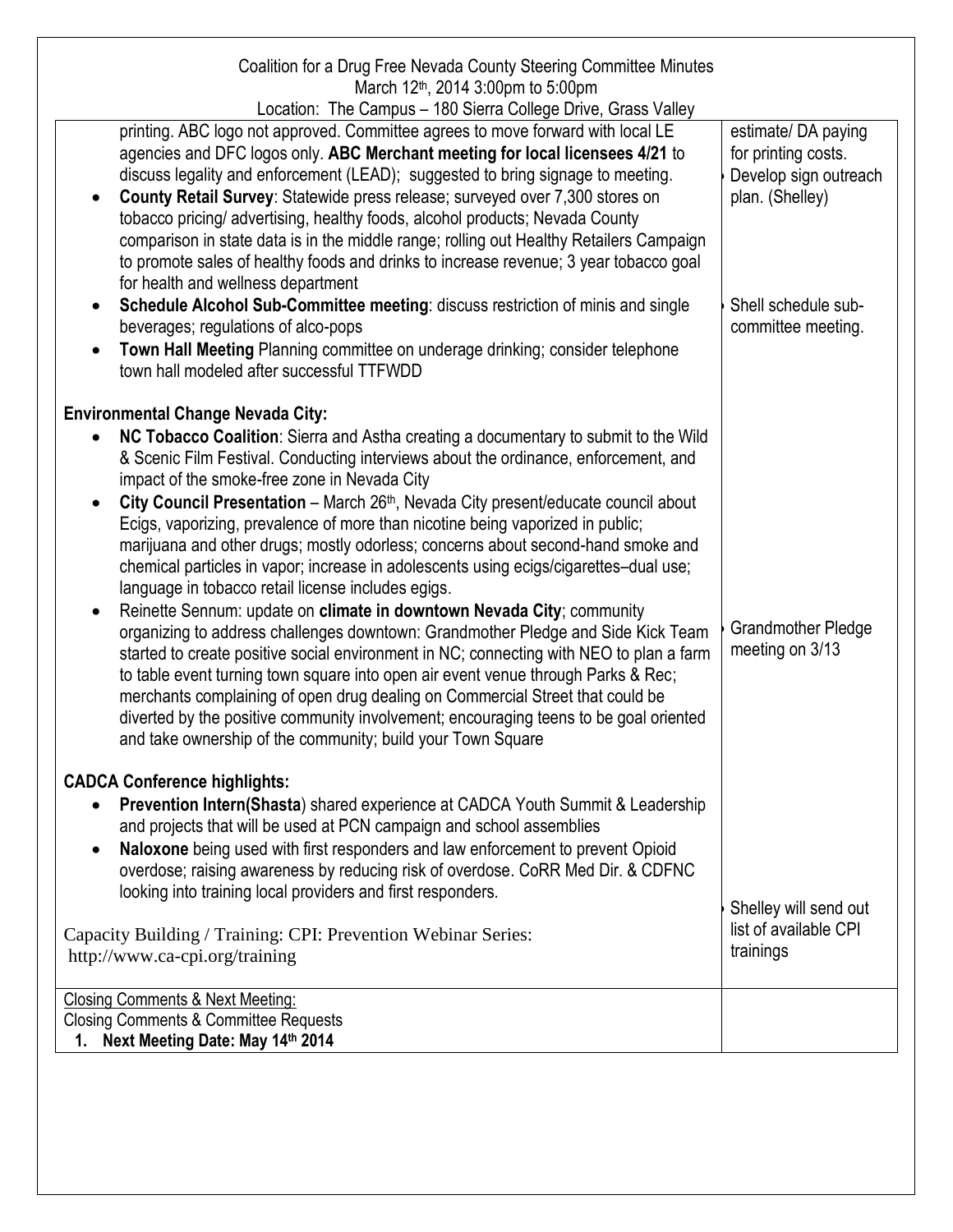Coalition for a Drug Free Nevada County Steering Committee Minutes
March 12th, 2014 3:00pm to 5:00pm
Location: The Campus – 180 Sierra College Drive, Grass Valley

| | |
|---|---|
| printing. ABC logo not approved. Committee agrees to move forward with local LE agencies and DFC logos only. **ABC Merchant meeting for local licensees 4/21** to discuss legality and enforcement (LEAD); suggested to bring signage to meeting.<br>• **County Retail Survey**: Statewide press release; surveyed over 7,300 stores on tobacco pricing/ advertising, healthy foods, alcohol products; Nevada County comparison in state data is in the middle range; rolling out Healthy Retailers Campaign to promote sales of healthy foods and drinks to increase revenue; 3 year tobacco goal for health and wellness department<br>• **Schedule Alcohol Sub-Committee meeting**: discuss restriction of minis and single beverages; regulations of alco-pops<br>• **Town Hall Meeting** Planning committee on underage drinking; consider telephone town hall modeled after successful TTFWDD | estimate/ DA paying for printing costs.<br>• Develop sign outreach plan. (Shelley)<br><br>• Shell schedule sub-committee meeting. |
| **Environmental Change Nevada City:**<br>• **NC Tobacco Coalition**: Sierra and Astha creating a documentary to submit to the Wild & Scenic Film Festival. Conducting interviews about the ordinance, enforcement, and impact of the smoke-free zone in Nevada City<br>• **City Council Presentation** – March 26th, Nevada City present/educate council about Ecigs, vaporizing, prevalence of more than nicotine being vaporized in public; marijuana and other drugs; mostly odorless; concerns about second-hand smoke and chemical particles in vapor; increase in adolescents using ecigs/cigarettes–dual use; language in tobacco retail license includes egigs.<br>• Reinette Sennum: update on **climate in downtown Nevada City**; community organizing to address challenges downtown: Grandmother Pledge and Side Kick Team started to create positive social environment in NC; connecting with NEO to plan a farm to table event turning town square into open air event venue through Parks & Rec; merchants complaining of open drug dealing on Commercial Street that could be diverted by the positive community involvement; encouraging teens to be goal oriented and take ownership of the community; build your Town Square | • Grandmother Pledge meeting on 3/13 |
| **CADCA Conference highlights:**<br>• **Prevention Intern(Shasta**) shared experience at CADCA Youth Summit & Leadership and projects that will be used at PCN campaign and school assemblies<br>• **Naloxone** being used with first responders and law enforcement to prevent Opioid overdose; raising awareness by reducing risk of overdose. CoRR Med Dir. & CDFNC looking into training local providers and first responders.<br><br>Capacity Building / Training: CPI: Prevention Webinar Series: http://www.ca-cpi.org/training | • Shelley will send out list of available CPI trainings |
| Closing Comments & Next Meeting:<br>Closing Comments & Committee Requests<br>1. **Next Meeting Date: May 14th 2014** | |